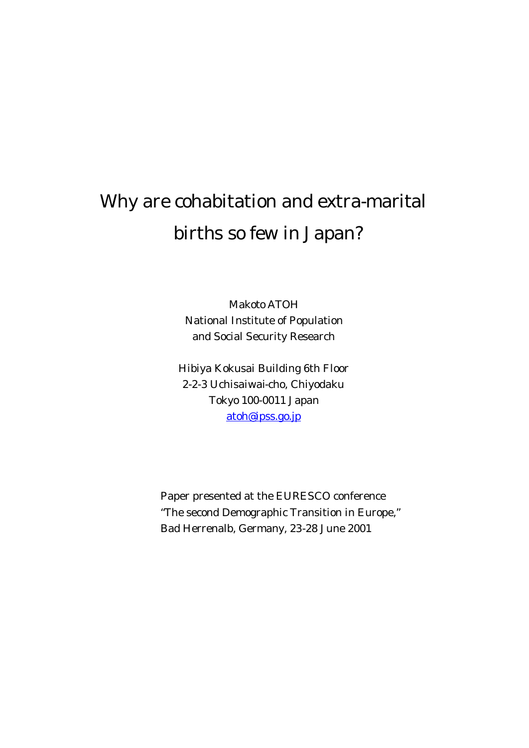# Why are cohabitation and extra-marital births so few in Japan?

Makoto ATOH
National Institute of Population
and Social Security Research

Hibiya Kokusai Building 6th Floor
2-2-3 Uchisaiwai-cho, Chiyodaku
Tokyo 100-0011 Japan
atoh@ipss.go.jp

Paper presented at the EURESCO conference
"The second Demographic Transition in Europe,"
Bad Herrenalb, Germany, 23-28 June 2001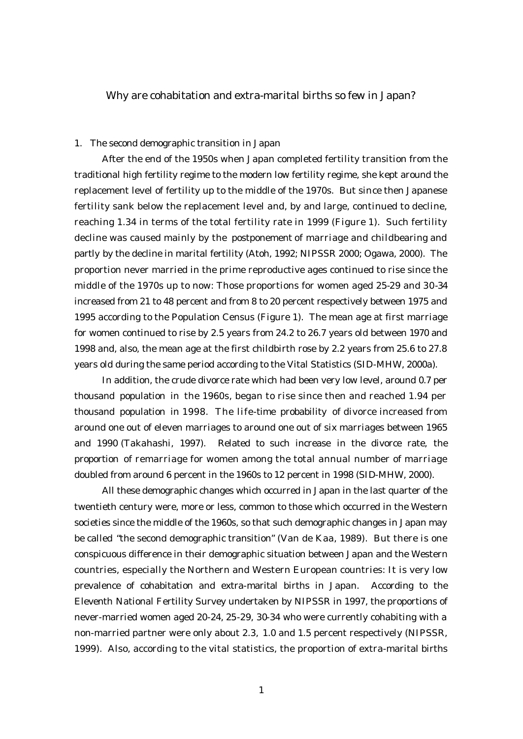# Why are cohabitation and extra-marital births so few in Japan?

## 1. The second demographic transition in Japan

After the end of the 1950s when Japan completed fertility transition from the traditional high fertility regime to the modern low fertility regime, she kept around the replacement level of fertility up to the middle of the 1970s. But since then Japanese fertility sank below the replacement level and, by and large, continued to decline, reaching 1.34 in terms of the total fertility rate in 1999 (Figure 1). Such fertility decline was caused mainly by the postponement of marriage and childbearing and partly by the decline in marital fertility (Atoh, 1992; NIPSSR 2000; Ogawa, 2000). The proportion never married in the prime reproductive ages continued to rise since the middle of the 1970s up to now: Those proportions for women aged 25-29 and 30-34 increased from 21 to 48 percent and from 8 to 20 percent respectively between 1975 and 1995 according to the Population Census (Figure 1). The mean age at first marriage for women continued to rise by 2.5 years from 24.2 to 26.7 years old between 1970 and 1998 and, also, the mean age at the first childbirth rose by 2.2 years from 25.6 to 27.8 years old during the same period according to the Vital Statistics (SID-MHW, 2000a).

In addition, the crude divorce rate which had been very low level, around 0.7 per thousand population in the 1960s, began to rise since then and reached 1.94 per thousand population in 1998. The life-time probability of divorce increased from around one out of eleven marriages to around one out of six marriages between 1965 and 1990 (Takahashi, 1997). Related to such increase in the divorce rate, the proportion of remarriage for women among the total annual number of marriage doubled from around 6 percent in the 1960s to 12 percent in 1998 (SID-MHW, 2000).

All these demographic changes which occurred in Japan in the last quarter of the twentieth century were, more or less, common to those which occurred in the Western societies since the middle of the 1960s, so that such demographic changes in Japan may be called "the second demographic transition" (Van de Kaa, 1989). But there is one conspicuous difference in their demographic situation between Japan and the Western countries, especially the Northern and Western European countries: It is very low prevalence of cohabitation and extra-marital births in Japan. According to the Eleventh National Fertility Survey undertaken by NIPSSR in 1997, the proportions of never-married women aged 20-24, 25-29, 30-34 who were currently cohabiting with a non-married partner were only about 2.3, 1.0 and 1.5 percent respectively (NIPSSR, 1999). Also, according to the vital statistics, the proportion of extra-marital births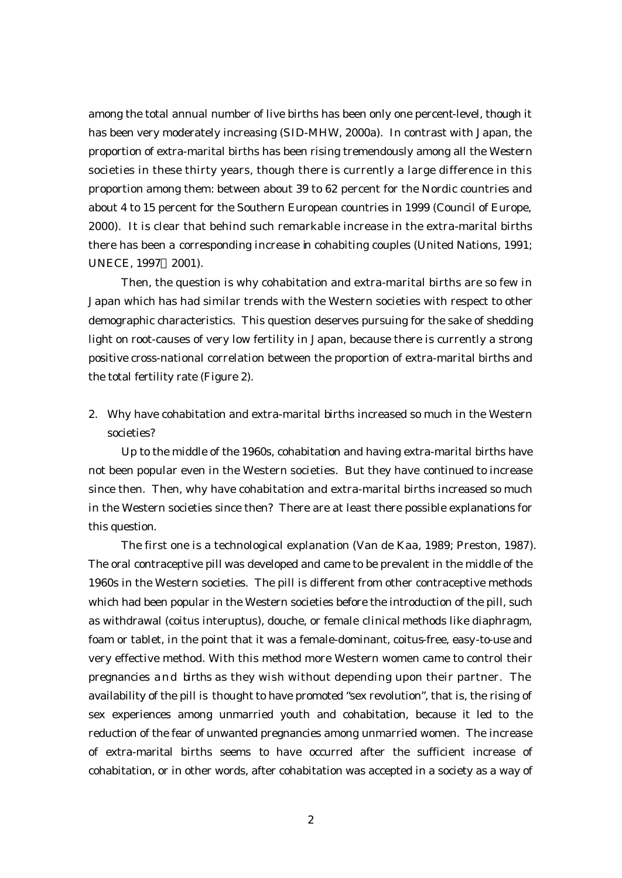among the total annual number of live births has been only one percent-level, though it has been very moderately increasing (SID-MHW, 2000a). In contrast with Japan, the proportion of extra-marital births has been rising tremendously among all the Western societies in these thirty years, though there is currently a large difference in this proportion among them: between about 39 to 62 percent for the Nordic countries and about 4 to 15 percent for the Southern European countries in 1999 (Council of Europe, 2000). It is clear that behind such remarkable increase in the extra-marital births there has been a corresponding increase in cohabiting couples (United Nations, 1991; UNECE, 1997 2001).

Then, the question is why cohabitation and extra-marital births are so few in Japan which has had similar trends with the Western societies with respect to other demographic characteristics. This question deserves pursuing for the sake of shedding light on root-causes of very low fertility in Japan, because there is currently a strong positive cross-national correlation between the proportion of extra-marital births and the total fertility rate (Figure 2).

## 2. Why have cohabitation and extra-marital births increased so much in the Western societies?

Up to the middle of the 1960s, cohabitation and having extra-marital births have not been popular even in the Western societies. But they have continued to increase since then. Then, why have cohabitation and extra-marital births increased so much in the Western societies since then? There are at least there possible explanations for this question.

The first one is a technological explanation (Van de Kaa, 1989; Preston, 1987). The oral contraceptive pill was developed and came to be prevalent in the middle of the 1960s in the Western societies. The pill is different from other contraceptive methods which had been popular in the Western societies before the introduction of the pill, such as withdrawal (coitus interuptus), douche, or female clinical methods like diaphragm, foam or tablet, in the point that it was a female-dominant, coitus-free, easy-to-use and very effective method. With this method more Western women came to control their pregnancies and births as they wish without depending upon their partner. The availability of the pill is thought to have promoted "sex revolution", that is, the rising of sex experiences among unmarried youth and cohabitation, because it led to the reduction of the fear of unwanted pregnancies among unmarried women. The increase of extra-marital births seems to have occurred after the sufficient increase of cohabitation, or in other words, after cohabitation was accepted in a society as a way of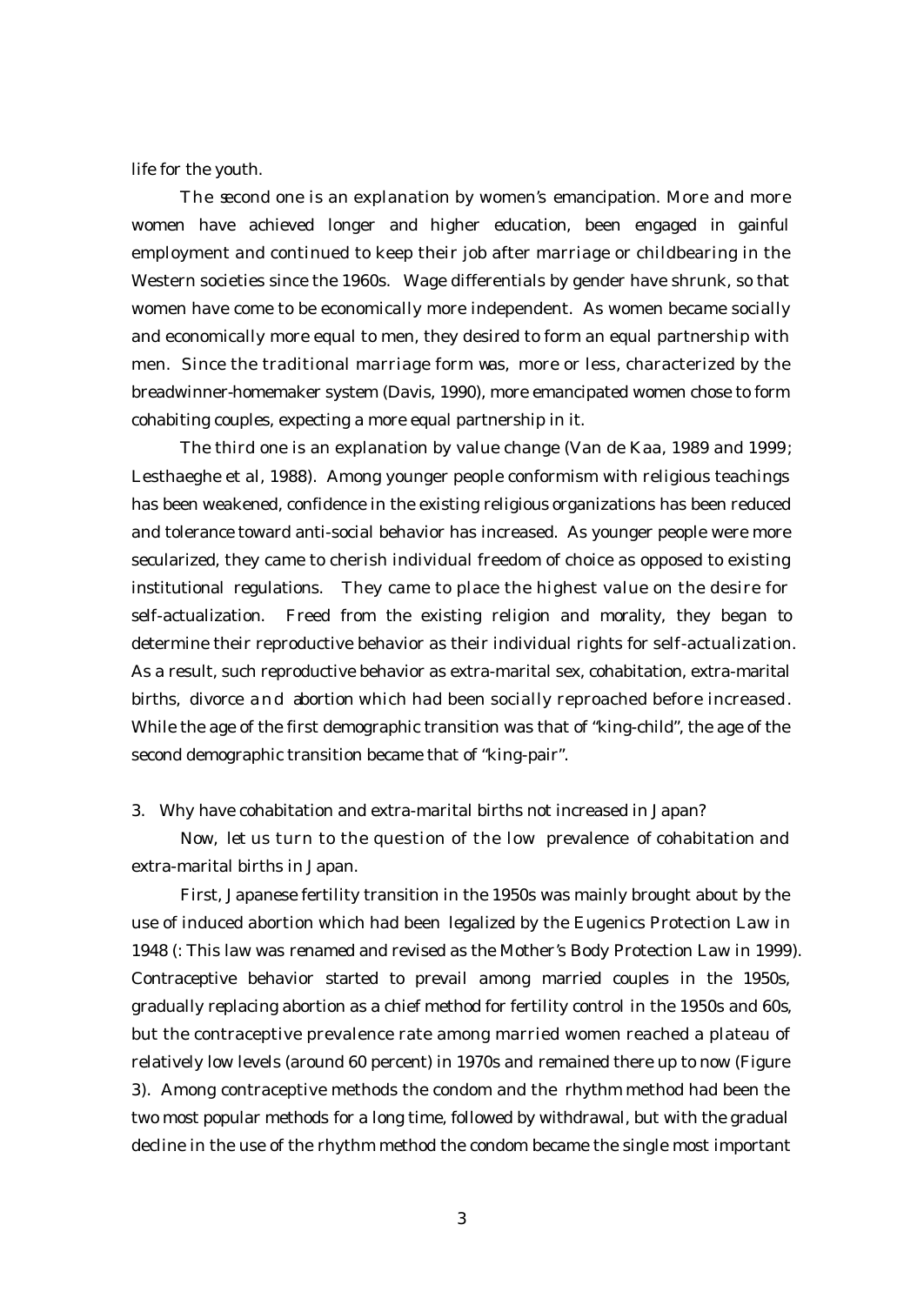life for the youth.

The second one is an explanation by women's emancipation. More and more women have achieved longer and higher education, been engaged in gainful employment and continued to keep their job after marriage or childbearing in the Western societies since the 1960s. Wage differentials by gender have shrunk, so that women have come to be economically more independent. As women became socially and economically more equal to men, they desired to form an equal partnership with men. Since the traditional marriage form was, more or less, characterized by the breadwinner-homemaker system (Davis, 1990), more emancipated women chose to form cohabiting couples, expecting a more equal partnership in it.

The third one is an explanation by value change (Van de Kaa, 1989 and 1999; Lesthaeghe et al, 1988). Among younger people conformism with religious teachings has been weakened, confidence in the existing religious organizations has been reduced and tolerance toward anti-social behavior has increased. As younger people were more secularized, they came to cherish individual freedom of choice as opposed to existing institutional regulations. They came to place the highest value on the desire for self-actualization. Freed from the existing religion and morality, they began to determine their reproductive behavior as their individual rights for self-actualization. As a result, such reproductive behavior as extra-marital sex, cohabitation, extra-marital births, divorce and abortion which had been socially reproached before increased. While the age of the first demographic transition was that of "king-child", the age of the second demographic transition became that of "king-pair".

## 3. Why have cohabitation and extra-marital births not increased in Japan?

Now, let us turn to the question of the low prevalence of cohabitation and extra-marital births in Japan.

First, Japanese fertility transition in the 1950s was mainly brought about by the use of induced abortion which had been legalized by the Eugenics Protection Law in 1948 (: This law was renamed and revised as the Mother's Body Protection Law in 1999). Contraceptive behavior started to prevail among married couples in the 1950s, gradually replacing abortion as a chief method for fertility control in the 1950s and 60s, but the contraceptive prevalence rate among married women reached a plateau of relatively low levels (around 60 percent) in 1970s and remained there up to now (Figure 3). Among contraceptive methods the condom and the rhythm method had been the two most popular methods for a long time, followed by withdrawal, but with the gradual decline in the use of the rhythm method the condom became the single most important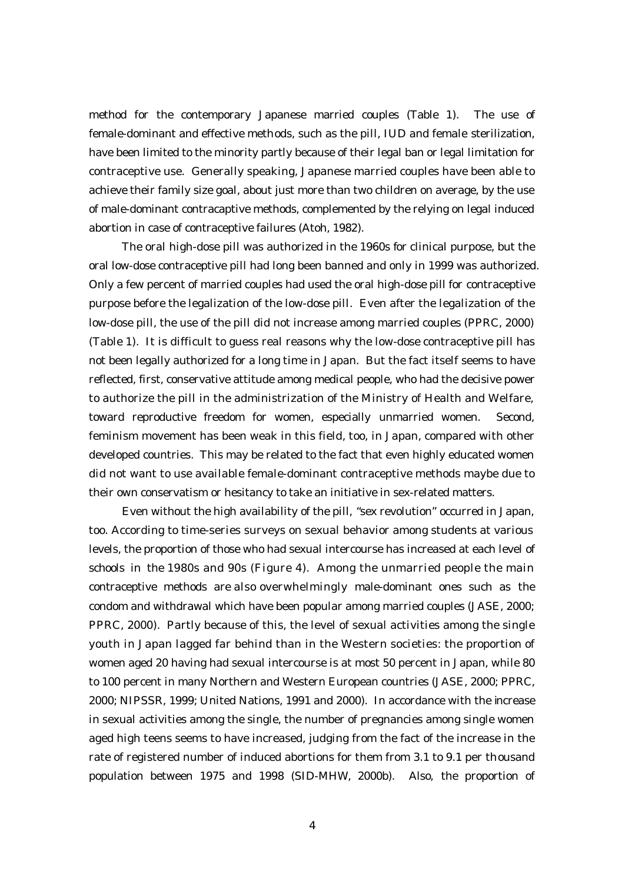method for the contemporary Japanese married couples (Table 1). The use of female-dominant and effective methods, such as the pill, IUD and female sterilization, have been limited to the minority partly because of their legal ban or legal limitation for contraceptive use. Generally speaking, Japanese married couples have been able to achieve their family size goal, about just more than two children on average, by the use of male-dominant contracaptive methods, complemented by the relying on legal induced abortion in case of contraceptive failures (Atoh, 1982).

The oral high-dose pill was authorized in the 1960s for clinical purpose, but the oral low-dose contraceptive pill had long been banned and only in 1999 was authorized. Only a few percent of married couples had used the oral high-dose pill for contraceptive purpose before the legalization of the low-dose pill. Even after the legalization of the low-dose pill, the use of the pill did not increase among married couples (PPRC, 2000) (Table 1). It is difficult to guess real reasons why the low-dose contraceptive pill has not been legally authorized for a long time in Japan. But the fact itself seems to have reflected, first, conservative attitude among medical people, who had the decisive power to authorize the pill in the administrization of the Ministry of Health and Welfare, toward reproductive freedom for women, especially unmarried women. Second, feminism movement has been weak in this field, too, in Japan, compared with other developed countries. This may be related to the fact that even highly educated women did not want to use available female-dominant contraceptive methods maybe due to their own conservatism or hesitancy to take an initiative in sex-related matters.

Even without the high availability of the pill, "sex revolution" occurred in Japan, too. According to time-series surveys on sexual behavior among students at various levels, the proportion of those who had sexual intercourse has increased at each level of schools in the 1980s and 90s (Figure 4). Among the unmarried people the main contraceptive methods are also overwhelmingly male-dominant ones such as the condom and withdrawal which have been popular among married couples (JASE, 2000; PPRC, 2000). Partly because of this, the level of sexual activities among the single youth in Japan lagged far behind than in the Western societies: the proportion of women aged 20 having had sexual intercourse is at most 50 percent in Japan, while 80 to 100 percent in many Northern and Western European countries (JASE, 2000; PPRC, 2000; NIPSSR, 1999; United Nations, 1991 and 2000). In accordance with the increase in sexual activities among the single, the number of pregnancies among single women aged high teens seems to have increased, judging from the fact of the increase in the rate of registered number of induced abortions for them from 3.1 to 9.1 per thousand population between 1975 and 1998 (SID-MHW, 2000b). Also, the proportion of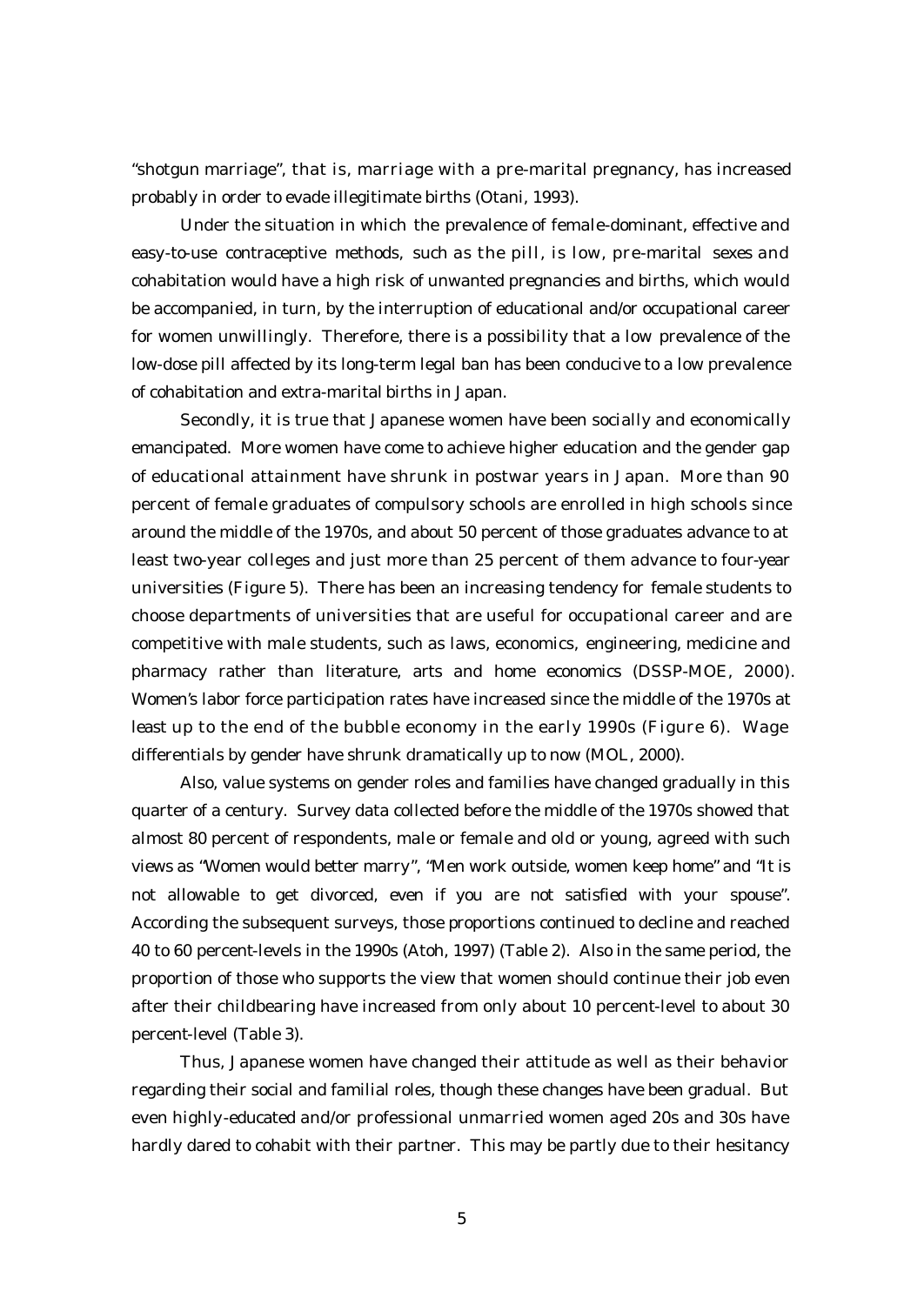"shotgun marriage", that is, marriage with a pre-marital pregnancy, has increased probably in order to evade illegitimate births (Otani, 1993).

Under the situation in which the prevalence of female-dominant, effective and easy-to-use contraceptive methods, such as the pill, is low, pre-marital sexes and cohabitation would have a high risk of unwanted pregnancies and births, which would be accompanied, in turn, by the interruption of educational and/or occupational career for women unwillingly. Therefore, there is a possibility that a low prevalence of the low-dose pill affected by its long-term legal ban has been conducive to a low prevalence of cohabitation and extra-marital births in Japan.

Secondly, it is true that Japanese women have been socially and economically emancipated. More women have come to achieve higher education and the gender gap of educational attainment have shrunk in postwar years in Japan. More than 90 percent of female graduates of compulsory schools are enrolled in high schools since around the middle of the 1970s, and about 50 percent of those graduates advance to at least two-year colleges and just more than 25 percent of them advance to four-year universities (Figure 5). There has been an increasing tendency for female students to choose departments of universities that are useful for occupational career and are competitive with male students, such as laws, economics, engineering, medicine and pharmacy rather than literature, arts and home economics (DSSP-MOE, 2000). Women's labor force participation rates have increased since the middle of the 1970s at least up to the end of the bubble economy in the early 1990s (Figure 6). Wage differentials by gender have shrunk dramatically up to now (MOL, 2000).

Also, value systems on gender roles and families have changed gradually in this quarter of a century. Survey data collected before the middle of the 1970s showed that almost 80 percent of respondents, male or female and old or young, agreed with such views as "Women would better marry", "Men work outside, women keep home" and "It is not allowable to get divorced, even if you are not satisfied with your spouse". According the subsequent surveys, those proportions continued to decline and reached 40 to 60 percent-levels in the 1990s (Atoh, 1997) (Table 2). Also in the same period, the proportion of those who supports the view that women should continue their job even after their childbearing have increased from only about 10 percent-level to about 30 percent-level (Table 3).

Thus, Japanese women have changed their attitude as well as their behavior regarding their social and familial roles, though these changes have been gradual. But even highly-educated and/or professional unmarried women aged 20s and 30s have hardly dared to cohabit with their partner. This may be partly due to their hesitancy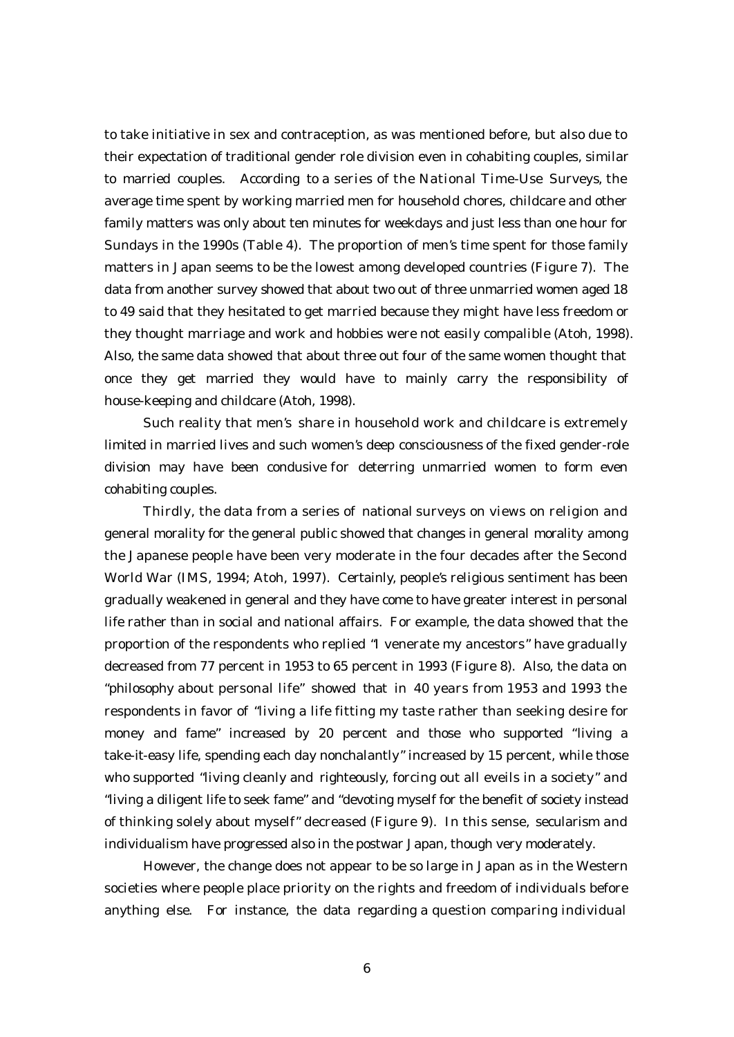to take initiative in sex and contraception, as was mentioned before, but also due to their expectation of traditional gender role division even in cohabiting couples, similar to married couples. According to a series of the National Time-Use Surveys, the average time spent by working married men for household chores, childcare and other family matters was only about ten minutes for weekdays and just less than one hour for Sundays in the 1990s (Table 4). The proportion of men's time spent for those family matters in Japan seems to be the lowest among developed countries (Figure 7). The data from another survey showed that about two out of three unmarried women aged 18 to 49 said that they hesitated to get married because they might have less freedom or they thought marriage and work and hobbies were not easily compalible (Atoh, 1998). Also, the same data showed that about three out four of the same women thought that once they get married they would have to mainly carry the responsibility of house-keeping and childcare (Atoh, 1998).

Such reality that men's share in household work and childcare is extremely limited in married lives and such women's deep consciousness of the fixed gender-role division may have been condusive for deterring unmarried women to form even cohabiting couples.

Thirdly, the data from a series of national surveys on views on religion and general morality for the general public showed that changes in general morality among the Japanese people have been very moderate in the four decades after the Second World War (IMS, 1994; Atoh, 1997). Certainly, people's religious sentiment has been gradually weakened in general and they have come to have greater interest in personal life rather than in social and national affairs. For example, the data showed that the proportion of the respondents who replied "I venerate my ancestors" have gradually decreased from 77 percent in 1953 to 65 percent in 1993 (Figure 8). Also, the data on "philosophy about personal life" showed that in 40 years from 1953 and 1993 the respondents in favor of "living a life fitting my taste rather than seeking desire for money and fame" increased by 20 percent and those who supported "living a take-it-easy life, spending each day nonchalantly" increased by 15 percent, while those who supported "living cleanly and righteously, forcing out all eveils in a society" and "living a diligent life to seek fame" and "devoting myself for the benefit of society instead of thinking solely about myself" decreased (Figure 9). In this sense, secularism and individualism have progressed also in the postwar Japan, though very moderately.

However, the change does not appear to be so large in Japan as in the Western societies where people place priority on the rights and freedom of individuals before anything else. For instance, the data regarding a question comparing individual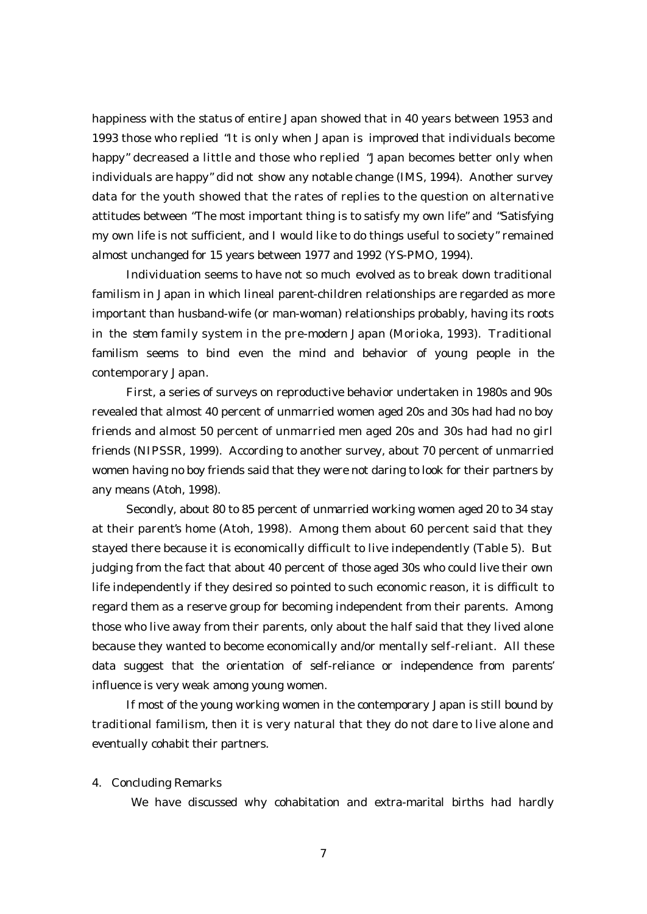happiness with the status of entire Japan showed that in 40 years between 1953 and 1993 those who replied "It is only when Japan is improved that individuals become happy" decreased a little and those who replied "Japan becomes better only when individuals are happy" did not show any notable change (IMS, 1994). Another survey data for the youth showed that the rates of replies to the question on alternative attitudes between "The most important thing is to satisfy my own life" and "Satisfying my own life is not sufficient, and I would like to do things useful to society" remained almost unchanged for 15 years between 1977 and 1992 (YS-PMO, 1994).

Individuation seems to have not so much evolved as to break down traditional familism in Japan in which lineal parent-children relationships are regarded as more important than husband-wife (or man-woman) relationships probably, having its roots in the stem family system in the pre-modern Japan (Morioka, 1993). Traditional familism seems to bind even the mind and behavior of young people in the contemporary Japan.

First, a series of surveys on reproductive behavior undertaken in 1980s and 90s revealed that almost 40 percent of unmarried women aged 20s and 30s had had no boy friends and almost 50 percent of unmarried men aged 20s and 30s had had no girl friends (NIPSSR, 1999). According to another survey, about 70 percent of unmarried women having no boy friends said that they were not daring to look for their partners by any means (Atoh, 1998).

Secondly, about 80 to 85 percent of unmarried working women aged 20 to 34 stay at their parent's home (Atoh, 1998). Among them about 60 percent said that they stayed there because it is economically difficult to live independently (Table 5). But judging from the fact that about 40 percent of those aged 30s who could live their own life independently if they desired so pointed to such economic reason, it is difficult to regard them as a reserve group for becoming independent from their parents. Among those who live away from their parents, only about the half said that they lived alone because they wanted to become economically and/or mentally self-reliant. All these data suggest that the orientation of self-reliance or independence from parents' influence is very weak among young women.

If most of the young working women in the contemporary Japan is still bound by traditional familism, then it is very natural that they do not dare to live alone and eventually cohabit their partners.

## 4. Concluding Remarks

We have discussed why cohabitation and extra-marital births had hardly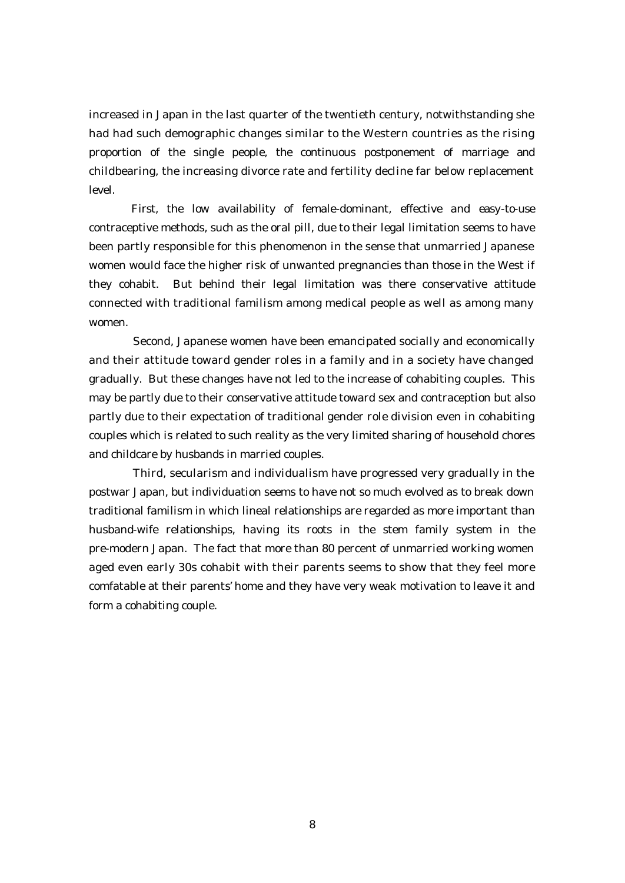increased in Japan in the last quarter of the twentieth century, notwithstanding she had had such demographic changes similar to the Western countries as the rising proportion of the single people, the continuous postponement of marriage and childbearing, the increasing divorce rate and fertility decline far below replacement level.

First, the low availability of female-dominant, effective and easy-to-use contraceptive methods, such as the oral pill, due to their legal limitation seems to have been partly responsible for this phenomenon in the sense that unmarried Japanese women would face the higher risk of unwanted pregnancies than those in the West if they cohabit. But behind their legal limitation was there conservative attitude connected with traditional familism among medical people as well as among many women.

Second, Japanese women have been emancipated socially and economically and their attitude toward gender roles in a family and in a society have changed gradually. But these changes have not led to the increase of cohabiting couples. This may be partly due to their conservative attitude toward sex and contraception but also partly due to their expectation of traditional gender role division even in cohabiting couples which is related to such reality as the very limited sharing of household chores and childcare by husbands in married couples.

Third, secularism and individualism have progressed very gradually in the postwar Japan, but individuation seems to have not so much evolved as to break down traditional familism in which lineal relationships are regarded as more important than husband-wife relationships, having its roots in the stem family system in the pre-modern Japan. The fact that more than 80 percent of unmarried working women aged even early 30s cohabit with their parents seems to show that they feel more comfatable at their parents' home and they have very weak motivation to leave it and form a cohabiting couple.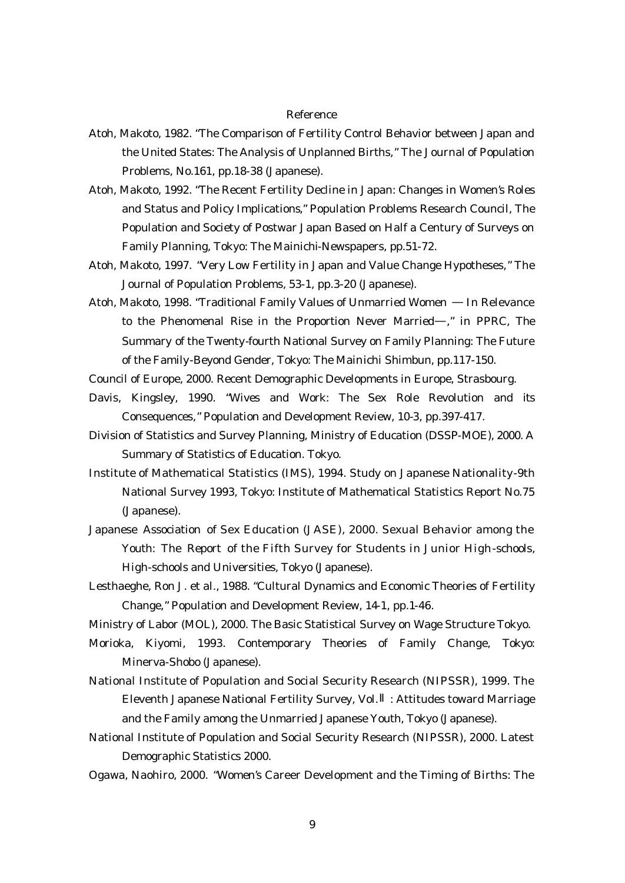# Reference

Atoh, Makoto, 1982. "The Comparison of Fertility Control Behavior between Japan and the United States: The Analysis of Unplanned Births," The Journal of Population Problems, No.161, pp.18-38 (Japanese).

Atoh, Makoto, 1992. "The Recent Fertility Decline in Japan: Changes in Women's Roles and Status and Policy Implications," Population Problems Research Council, The Population and Society of Postwar Japan Based on Half a Century of Surveys on Family Planning, Tokyo: The Mainichi-Newspapers, pp.51-72.

Atoh, Makoto, 1997. "Very Low Fertility in Japan and Value Change Hypotheses," The Journal of Population Problems, 53-1, pp.3-20 (Japanese).

Atoh, Makoto, 1998. "Traditional Family Values of Unmarried Women — In Relevance to the Phenomenal Rise in the Proportion Never Married—," in PPRC, The Summary of the Twenty-fourth National Survey on Family Planning: The Future of the Family-Beyond Gender, Tokyo: The Mainichi Shimbun, pp.117-150.

Council of Europe, 2000. Recent Demographic Developments in Europe, Strasbourg.

Davis, Kingsley, 1990. "Wives and Work: The Sex Role Revolution and its Consequences," Population and Development Review, 10-3, pp.397-417.

Division of Statistics and Survey Planning, Ministry of Education (DSSP-MOE), 2000. A Summary of Statistics of Education. Tokyo.

Institute of Mathematical Statistics (IMS), 1994. Study on Japanese Nationality-9th National Survey 1993, Tokyo: Institute of Mathematical Statistics Report No.75 (Japanese).

Japanese Association of Sex Education (JASE), 2000. Sexual Behavior among the Youth: The Report of the Fifth Survey for Students in Junior High-schools, High-schools and Universities, Tokyo (Japanese).

Lesthaeghe, Ron J. et al., 1988. "Cultural Dynamics and Economic Theories of Fertility Change," Population and Development Review, 14-1, pp.1-46.

Ministry of Labor (MOL), 2000. The Basic Statistical Survey on Wage Structure Tokyo.

Morioka, Kiyomi, 1993. Contemporary Theories of Family Change, Tokyo: Minerva-Shobo (Japanese).

National Institute of Population and Social Security Research (NIPSSR), 1999. The Eleventh Japanese National Fertility Survey, Vol.Ⅱ: Attitudes toward Marriage and the Family among the Unmarried Japanese Youth, Tokyo (Japanese).

National Institute of Population and Social Security Research (NIPSSR), 2000. Latest Demographic Statistics 2000.

Ogawa, Naohiro, 2000. "Women's Career Development and the Timing of Births: The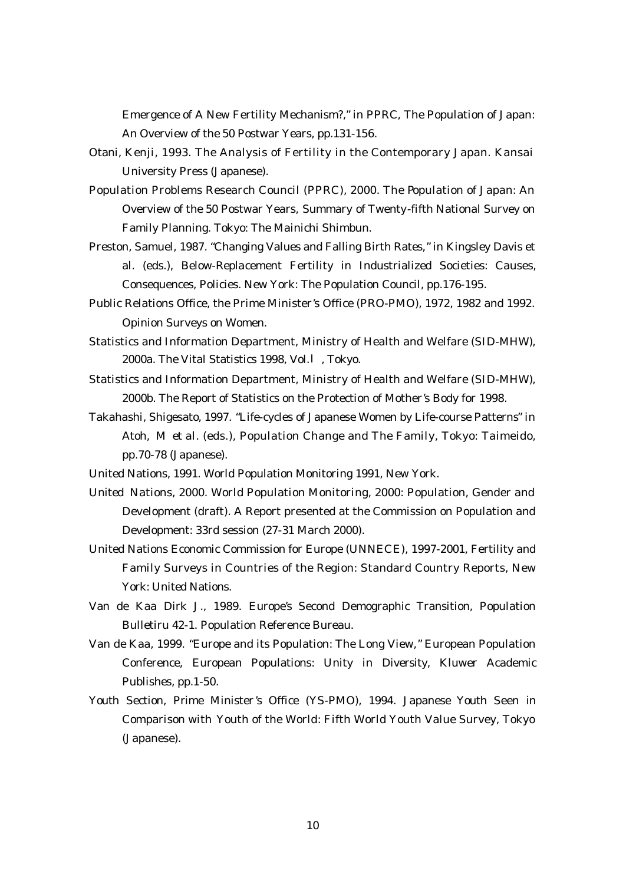Emergence of A New Fertility Mechanism?," in PPRC, The Population of Japan: An Overview of the 50 Postwar Years, pp.131-156.

Otani, Kenji, 1993. The Analysis of Fertility in the Contemporary Japan. Kansai University Press (Japanese).

Population Problems Research Council (PPRC), 2000. The Population of Japan: An Overview of the 50 Postwar Years, Summary of Twenty-fifth National Survey on Family Planning. Tokyo: The Mainichi Shimbun.

Preston, Samuel, 1987. "Changing Values and Falling Birth Rates," in Kingsley Davis et al. (eds.), Below-Replacement Fertility in Industrialized Societies: Causes, Consequences, Policies. New York: The Population Council, pp.176-195.

Public Relations Office, the Prime Minister's Office (PRO-PMO), 1972, 1982 and 1992. Opinion Surveys on Women.

Statistics and Information Department, Ministry of Health and Welfare (SID-MHW), 2000a. The Vital Statistics 1998, Vol.Ⅰ, Tokyo.

Statistics and Information Department, Ministry of Health and Welfare (SID-MHW), 2000b. The Report of Statistics on the Protection of Mother's Body for 1998.

Takahashi, Shigesato, 1997. "Life-cycles of Japanese Women by Life-course Patterns" in Atoh, M et al. (eds.), Population Change and The Family, Tokyo: Taimeido, pp.70-78 (Japanese).

United Nations, 1991. World Population Monitoring 1991, New York.

United Nations, 2000. World Population Monitoring, 2000: Population, Gender and Development (draft). A Report presented at the Commission on Population and Development: 33rd session (27-31 March 2000).

United Nations Economic Commission for Europe (UNNECE), 1997-2001, Fertility and Family Surveys in Countries of the Region: Standard Country Reports, New York: United Nations.

Van de Kaa Dirk J., 1989. Europe's Second Demographic Transition, Population Bulletiru 42-1. Population Reference Bureau.

Van de Kaa, 1999. "Europe and its Population: The Long View," European Population Conference, European Populations: Unity in Diversity, Kluwer Academic Publishes, pp.1-50.

Youth Section, Prime Minister's Office (YS-PMO), 1994. Japanese Youth Seen in Comparison with Youth of the World: Fifth World Youth Value Survey, Tokyo (Japanese).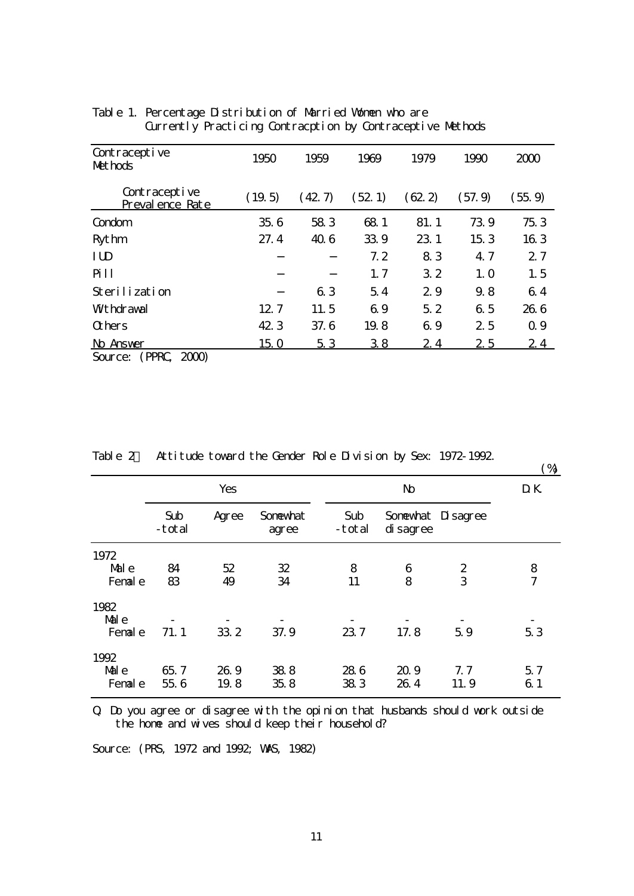Table 1. Percentage Distribution of Married Women who are Currently Practicing Contracption by Contraceptive Methods

| Contraceptive Methods | 1950 | 1959 | 1969 | 1979 | 1990 | 2000 |
|---|---|---|---|---|---|---|
| Contraceptive Prevalence Rate | (19.5) | (42.7) | (52.1) | (62.2) | (57.9) | (55.9) |
| Condom | 35.6 | 58.3 | 68.1 | 81.1 | 73.9 | 75.3 |
| Rythm | 27.4 | 40.6 | 33.9 | 23.1 | 15.3 | 16.3 |
| IUD | − | − | 7.2 | 8.3 | 4.7 | 2.7 |
| Pill | − | − | 1.7 | 3.2 | 1.0 | 1.5 |
| Sterilization | − | 6.3 | 5.4 | 2.9 | 9.8 | 6.4 |
| Withdrawal | 12.7 | 11.5 | 6.9 | 5.2 | 6.5 | 26.6 |
| Others | 42.3 | 37.6 | 19.8 | 6.9 | 2.5 | 0.9 |
| No Answer | 15.0 | 5.3 | 3.8 | 2.4 | 2.5 | 2.4 |

Source: (PPRC, 2000)

Table 2　Attitude toward the Gender Role Division by Sex: 1972-1992.

(%)

| | Yes | | | No | | | D.K. |
|---|---|---|---|---|---|---|---|
| | Sub-total | Agree | Somewhat agree | Sub-total | Somewhat disagree | Disagree | |
| 1972 | | | | | | | |
| Male | 84 | 52 | 32 | 8 | 6 | 2 | 8 |
| Female | 83 | 49 | 34 | 11 | 8 | 3 | 7 |
| 1982 | | | | | | | |
| Male | - | - | - | - | - | - | - |
| Female | 71.1 | 33.2 | 37.9 | 23.7 | 17.8 | 5.9 | 5.3 |
| 1992 | | | | | | | |
| Male | 65.7 | 26.9 | 38.8 | 28.6 | 20.9 | 7.7 | 5.7 |
| Female | 55.6 | 19.8 | 35.8 | 38.3 | 26.4 | 11.9 | 6.1 |

Q. Do you agree or disagree with the opinion that husbands should work outside the home and wives should keep their household?

Source: (PRS, 1972 and 1992; WAS, 1982)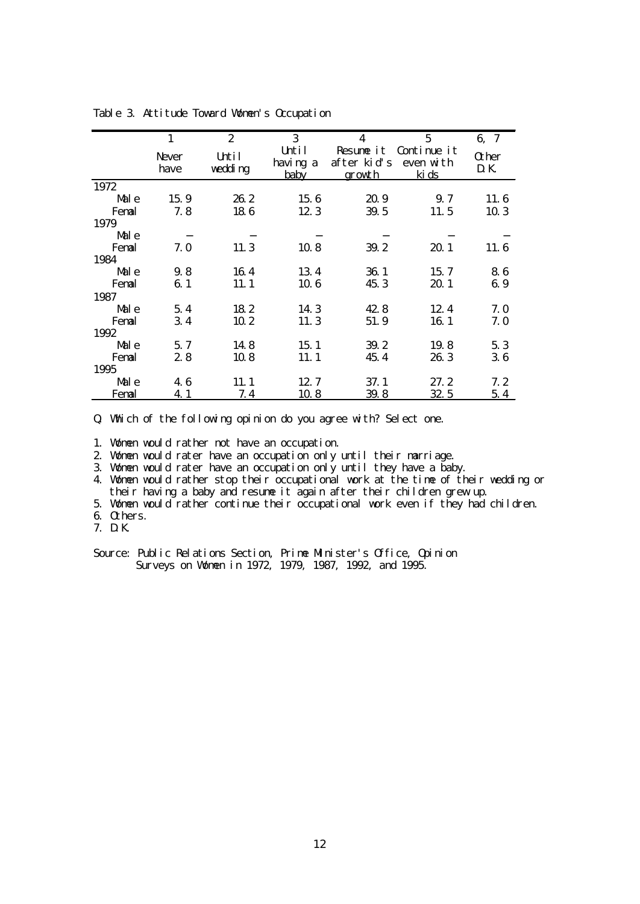Table 3. Attitude Toward Women's Occupation

| | 1 | 2 | 3 | 4 | 5 | 6, 7 |
|---|---|---|---|---|---|---|
| | Never have | Until wedding | Until having a baby | Resume it after kid's growth | Continue it even with kids | Other D.K. |
| 1972 | | | | | | |
| Male | 15.9 | 26.2 | 15.6 | 20.9 | 9.7 | 11.6 |
| Femal | 7.8 | 18.6 | 12.3 | 39.5 | 11.5 | 10.3 |
| 1979 | | | | | | |
| Male | — | — | — | — | — | — |
| Femal | 7.0 | 11.3 | 10.8 | 39.2 | 20.1 | 11.6 |
| 1984 | | | | | | |
| Male | 9.8 | 16.4 | 13.4 | 36.1 | 15.7 | 8.6 |
| Femal | 6.1 | 11.1 | 10.6 | 45.3 | 20.1 | 6.9 |
| 1987 | | | | | | |
| Male | 5.4 | 18.2 | 14.3 | 42.8 | 12.4 | 7.0 |
| Femal | 3.4 | 10.2 | 11.3 | 51.9 | 16.1 | 7.0 |
| 1992 | | | | | | |
| Male | 5.7 | 14.8 | 15.1 | 39.2 | 19.8 | 5.3 |
| Femal | 2.8 | 10.8 | 11.1 | 45.4 | 26.3 | 3.6 |
| 1995 | | | | | | |
| Male | 4.6 | 11.1 | 12.7 | 37.1 | 27.2 | 7.2 |
| Femal | 4.1 | 7.4 | 10.8 | 39.8 | 32.5 | 5.4 |

Q. Which of the following opinion do you agree with? Select one.

1. Women would rather not have an occupation.
2. Women would rater have an occupation only until their marriage.
3. Women would rater have an occupation only until they have a baby.
4. Women would rather stop their occupational work at the time of their wedding or their having a baby and resume it again after their children grew up.
5. Women would rather continue their occupational work even if they had children.
6. Others.
7. D.K.

Source: Public Relations Section, Prime Minister's Office, Opinion Surveys on Women in 1972, 1979, 1987, 1992, and 1995.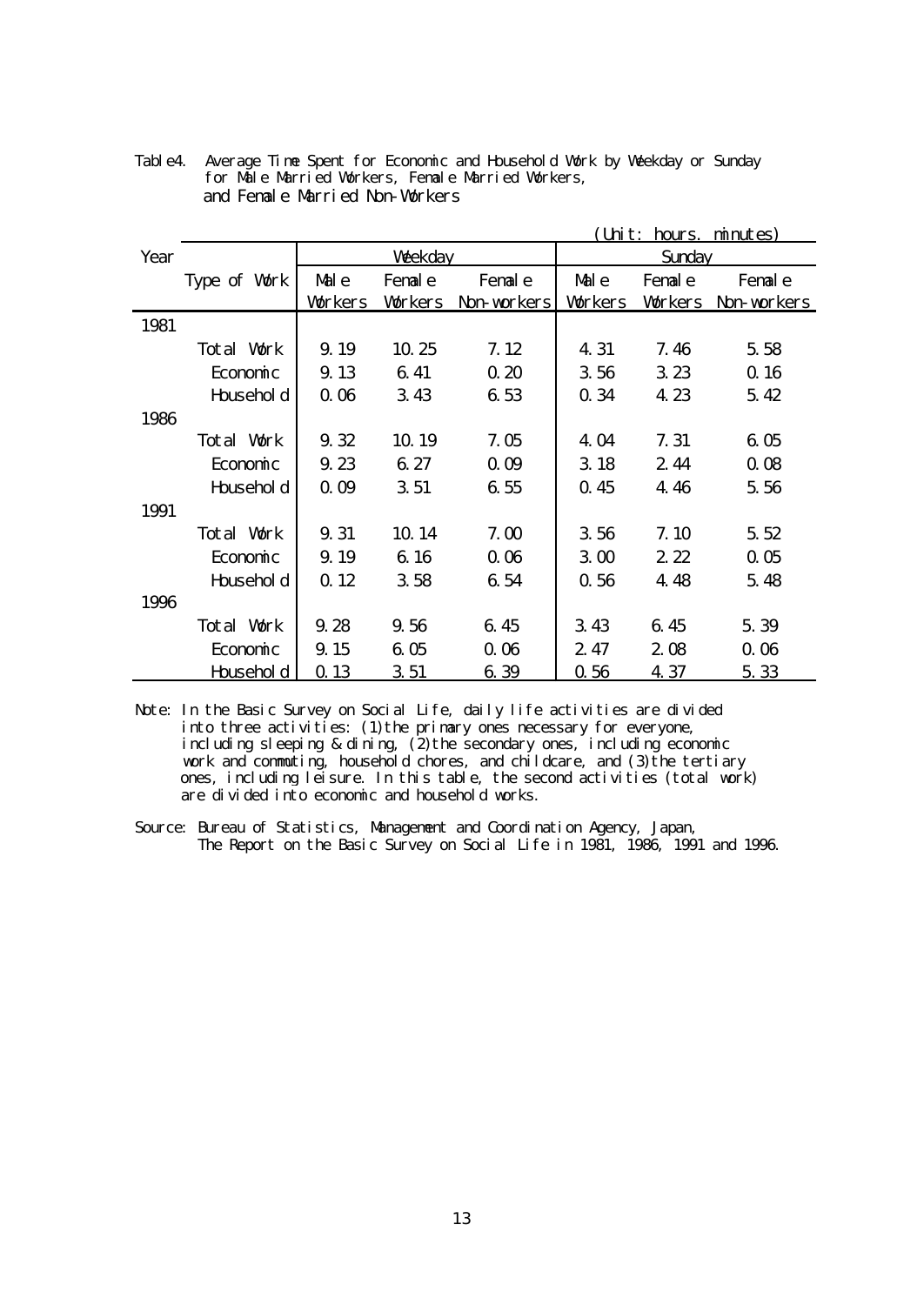Table4. Average Time Spent for Economic and Household Work by Weekday or Sunday for Male Married Workers, Female Married Workers, and Female Married Non-Workers

(Unit: hours. minutes)

| Year | Type of Work | Weekday | | | Sunday | | |
|---|---|---|---|---|---|---|---|
| | | Male Workers | Female Workers | Female Non-workers | Male Workers | Female Workers | Female Non-workers |
| 1981 | | | | | | | |
| | Total Work | 9.19 | 10.25 | 7.12 | 4.31 | 7.46 | 5.58 |
| | Economic | 9.13 | 6.41 | 0.20 | 3.56 | 3.23 | 0.16 |
| | Household | 0.06 | 3.43 | 6.53 | 0.34 | 4.23 | 5.42 |
| 1986 | | | | | | | |
| | Total Work | 9.32 | 10.19 | 7.05 | 4.04 | 7.31 | 6.05 |
| | Economic | 9.23 | 6.27 | 0.09 | 3.18 | 2.44 | 0.08 |
| | Household | 0.09 | 3.51 | 6.55 | 0.45 | 4.46 | 5.56 |
| 1991 | | | | | | | |
| | Total Work | 9.31 | 10.14 | 7.00 | 3.56 | 7.10 | 5.52 |
| | Economic | 9.19 | 6.16 | 0.06 | 3.00 | 2.22 | 0.05 |
| | Household | 0.12 | 3.58 | 6.54 | 0.56 | 4.48 | 5.48 |
| 1996 | | | | | | | |
| | Total Work | 9.28 | 9.56 | 6.45 | 3.43 | 6.45 | 5.39 |
| | Economic | 9.15 | 6.05 | 0.06 | 2.47 | 2.08 | 0.06 |
| | Household | 0.13 | 3.51 | 6.39 | 0.56 | 4.37 | 5.33 |

Note: In the Basic Survey on Social Life, daily life activities are divided into three activities: (1)the primary ones necessary for everyone, including sleeping & dining, (2)the secondary ones, including economic work and commuting, household chores, and childcare, and (3)the tertiary ones, including leisure. In this table, the second activities (total work) are divided into economic and household works.

Source: Bureau of Statistics, Management and Coordination Agency, Japan, The Report on the Basic Survey on Social Life in 1981, 1986, 1991 and 1996.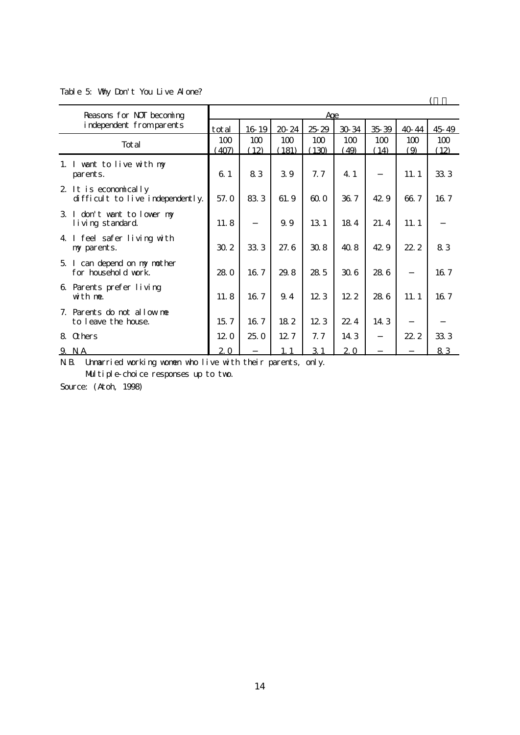Table 5: Why Don't You Live Alone?

(％)

| Reasons for NOT becoming independent from parents | Age | | | | | | | |
|---|---|---|---|---|---|---|---|---|
| | total | 16-19 | 20-24 | 25-29 | 30-34 | 35-39 | 40-44 | 45-49 |
| Total | 100 (407) | 100 (12) | 100 (181) | 100 (130) | 100 (49) | 100 (14) | 100 (9) | 100 (12) |
| 1. I want to live with my parents. | 6.1 | 8.3 | 3.9 | 7.7 | 4.1 | − | 11.1 | 33.3 |
| 2. It is economically difficult to live independently. | 57.0 | 83.3 | 61.9 | 60.0 | 36.7 | 42.9 | 66.7 | 16.7 |
| 3. I don't want to lower my living standard. | 11.8 | − | 9.9 | 13.1 | 18.4 | 21.4 | 11.1 | − |
| 4. I feel safer living with my parents. | 30.2 | 33.3 | 27.6 | 30.8 | 40.8 | 42.9 | 22.2 | 8.3 |
| 5. I can depend on my mother for household work. | 28.0 | 16.7 | 29.8 | 28.5 | 30.6 | 28.6 | − | 16.7 |
| 6. Parents prefer living with me. | 11.8 | 16.7 | 9.4 | 12.3 | 12.2 | 28.6 | 11.1 | 16.7 |
| 7. Parents do not allow me to leave the house. | 15.7 | 16.7 | 18.2 | 12.3 | 22.4 | 14.3 | − | − |
| 8. Others | 12.0 | 25.0 | 12.7 | 7.7 | 14.3 | − | 22.2 | 33.3 |
| 9. N.A. | 2.0 | − | 1.1 | 3.1 | 2.0 | − | − | 8.3 |

N.B. Unmarried working women who live with their parents, only.
Multiple-choice responses up to two.

Source: (Atoh, 1998)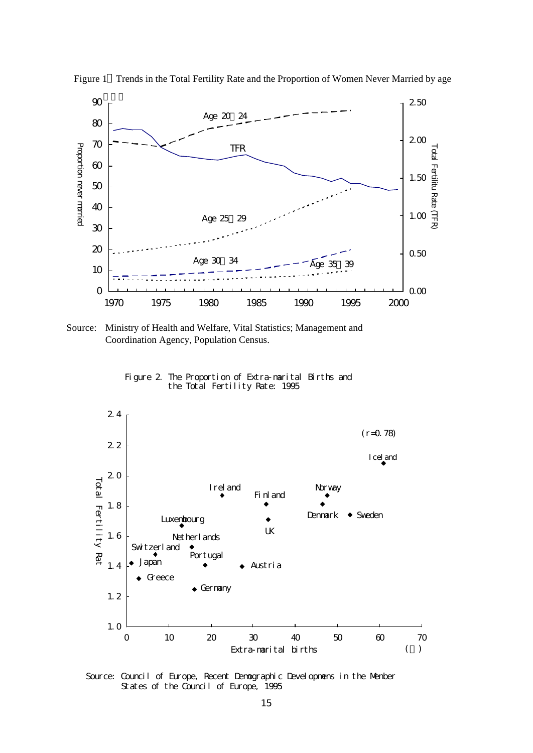Figure 1 Trends in the Total Fertility Rate and the Proportion of Women Never Married by age

Source: Ministry of Health and Welfare, Vital Statistics; Management and Coordination Agency, Population Census.

Figure 2. The Proportion of Extra-marital Births and the Total Fertility Rate: 1995

Source: Council of Europe, Recent Demographic Developmens in the Menber States of the Council of Europe, 1995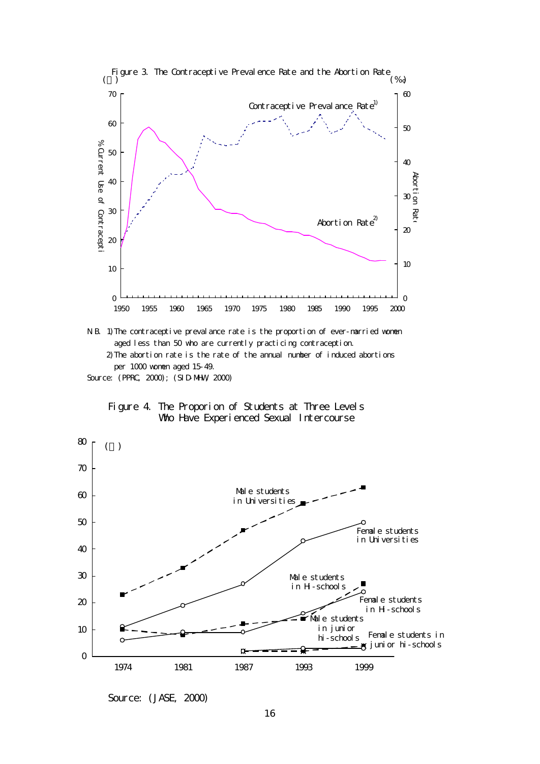Figure 3. The Contraceptive Prevalence Rate and the Abortion Rate

N.B. 1) The contraceptive prevalance rate is the proportion of ever-married women aged less than 50 who are currently practicing contraception.

2) The abortion rate is the rate of the annual number of induced abortions per 1000 women aged 15-49.

Source: (PPRC, 2000); (SID-MHW, 2000)

Figure 4. The Proporion of Students at Three Levels Who Have Experienced Sexual Intercourse

Source: (JASE, 2000)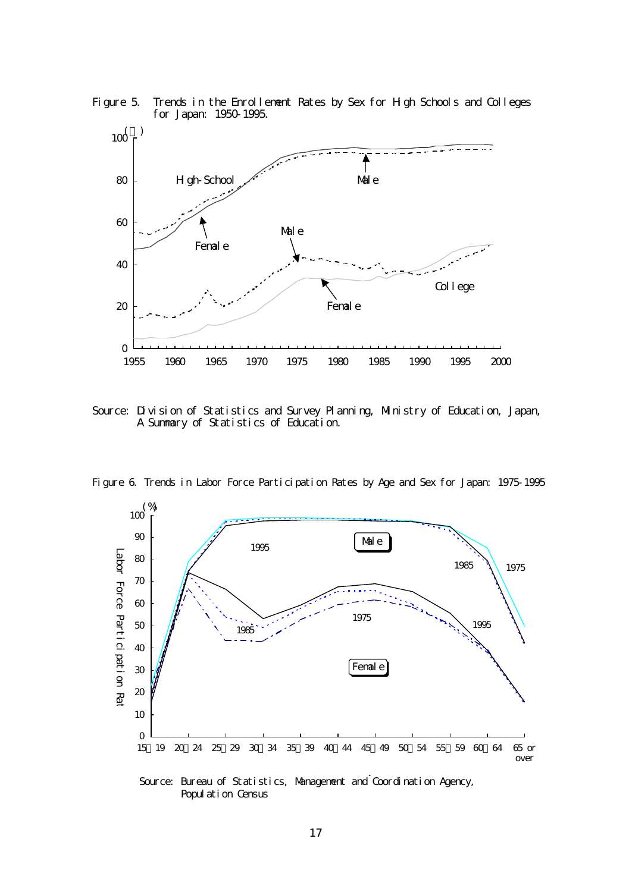Figure 5. Trends in the Enrollement Rates by Sex for High Schools and Colleges for Japan: 1950-1995.

Source: Division of Statistics and Survey Planning, Ministry of Education, Japan, A Summary of Statistics of Education.

Figure 6. Trends in Labor Force Participation Rates by Age and Sex for Japan: 1975-1995

Source: Bureau of Statistics, Management and Coordination Agency, Population Census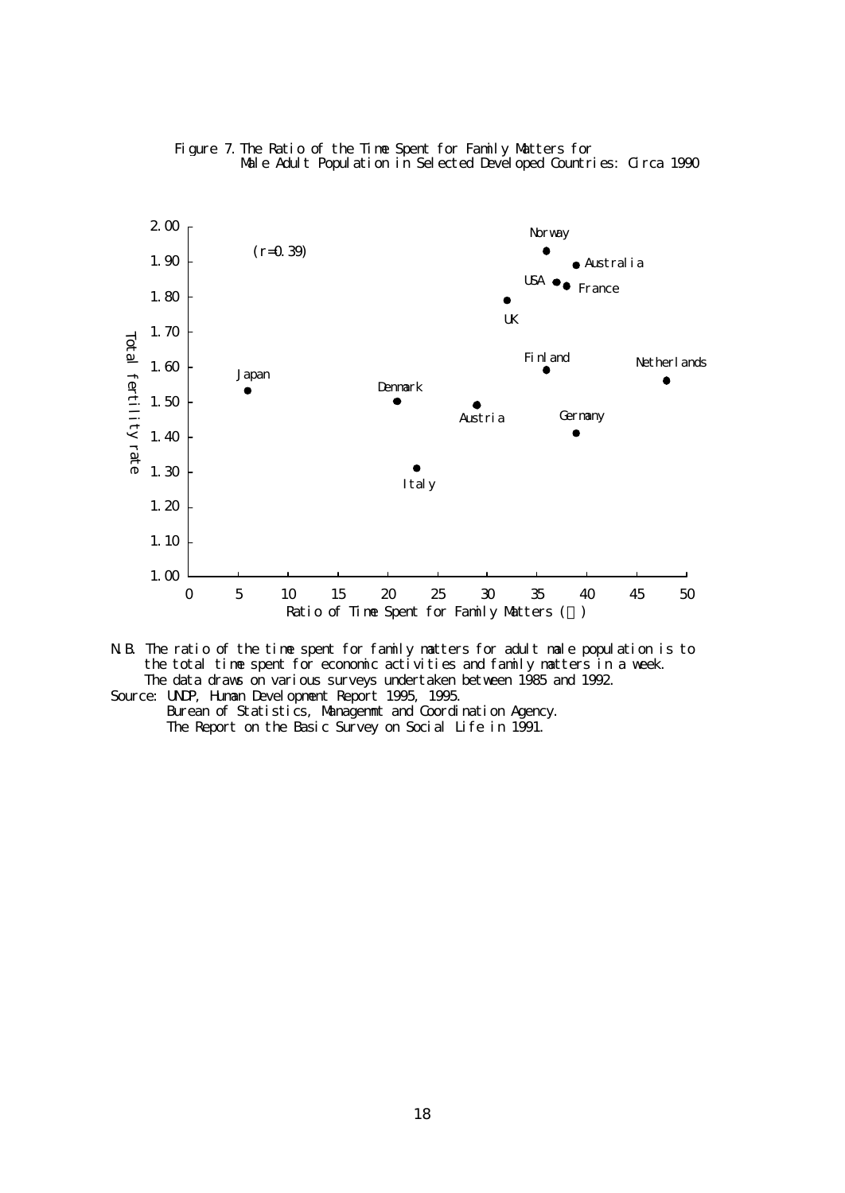Figure 7. The Ratio of the Time Spent for Family Matters for Male Adult Population in Selected Developed Countries: Circa 1990

(r=0.39)

Total fertility rate

Ratio of Time Spent for Family Matters (％)

| Country | Ratio of Time Spent for Family Matters (％) (approx.) | Total fertility rate (approx.) |
|---|---|---|
| Japan | 6 | 1.53 |
| Denmark | 21 | 1.50 |
| Italy | 23 | 1.31 |
| Austria | 29 | 1.49 |
| UK | 32 | 1.79 |
| Norway | 36 | 1.93 |
| Finland | 36 | 1.59 |
| USA | 37 | 1.84 |
| France | 38 | 1.83 |
| Australia | 39 | 1.89 |
| Germany | 39 | 1.41 |
| Netherlands | 48 | 1.56 |

N.B. The ratio of the time spent for family matters for adult male population is to the total time spent for economic activities and family matters in a week. The data draws on various surveys undertaken between 1985 and 1992.

Source: UNDP, Human Development Report 1995, 1995.
Burean of Statistics, Managenmt and Coordination Agency.
The Report on the Basic Survey on Social Life in 1991.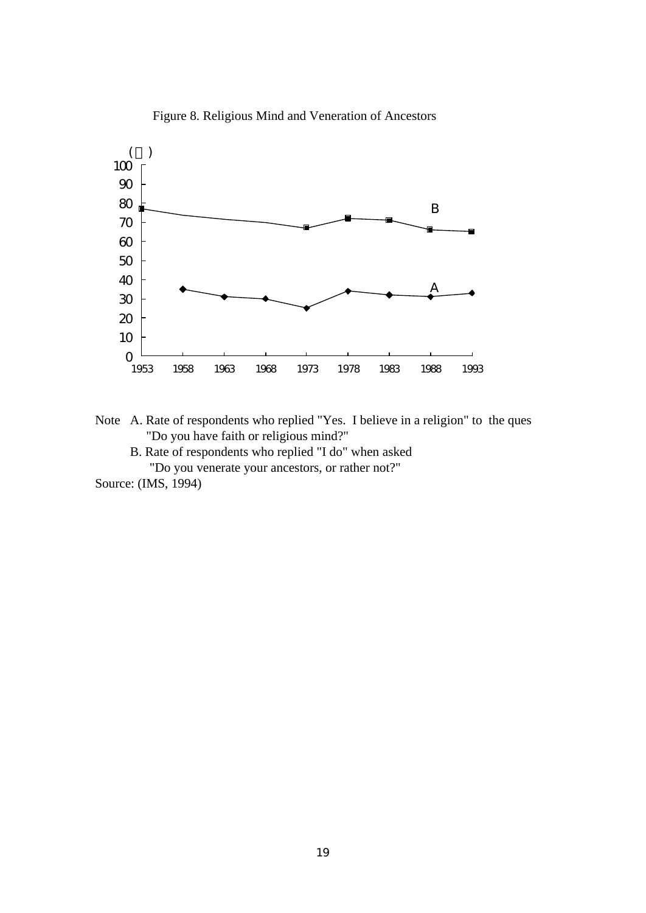Figure 8. Religious Mind and Veneration of Ancestors

Note A. Rate of respondents who replied "Yes. I believe in a religion" to the ques "Do you have faith or religious mind?"

B. Rate of respondents who replied "I do" when asked "Do you venerate your ancestors, or rather not?"

Source: (IMS, 1994)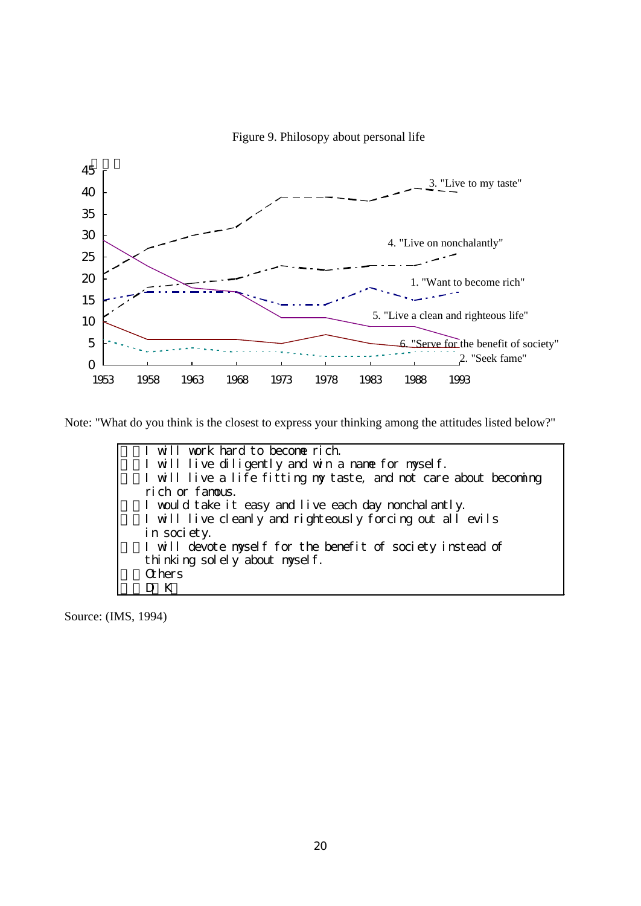Figure 9. Philosopy about personal life

Note: "What do you think is the closest to express your thinking among the attitudes listed below?"

```
  I will work hard to become rich.
  I will live diligently and win a name for myself.
  I will live a life fitting my taste, and not care about becoming
  rich or famous.
  I would take it easy and live each day nonchalantly.
  I will live cleanly and righteously forcing out all evils
  in society.
  I will devote myself for the benefit of society instead of
  thinking solely about myself.
  Others
  D K
```

Source: (IMS, 1994)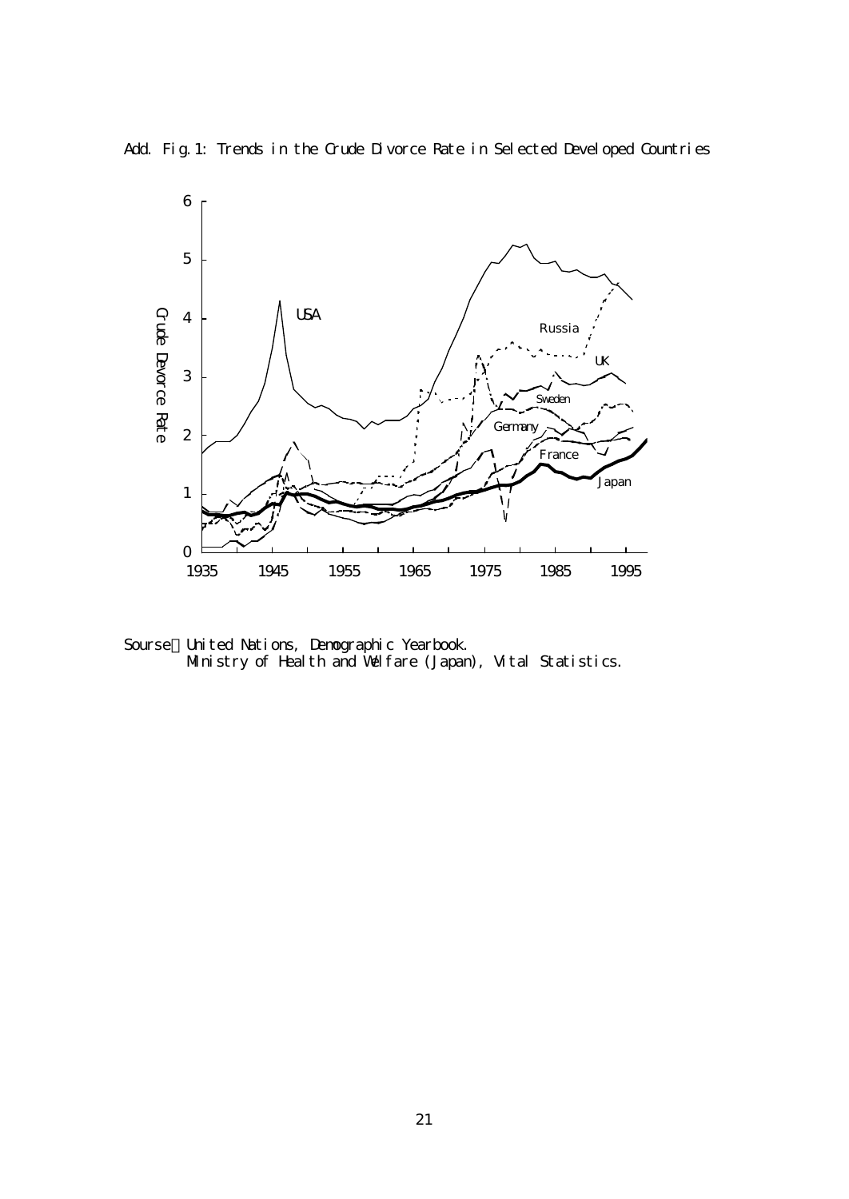Add. Fig.1: Trends in the Crude Divorce Rate in Selected Developed Countries

Sourse：United Nations, Demographic Yearbook.
Ministry of Health and Welfare (Japan), Vital Statistics.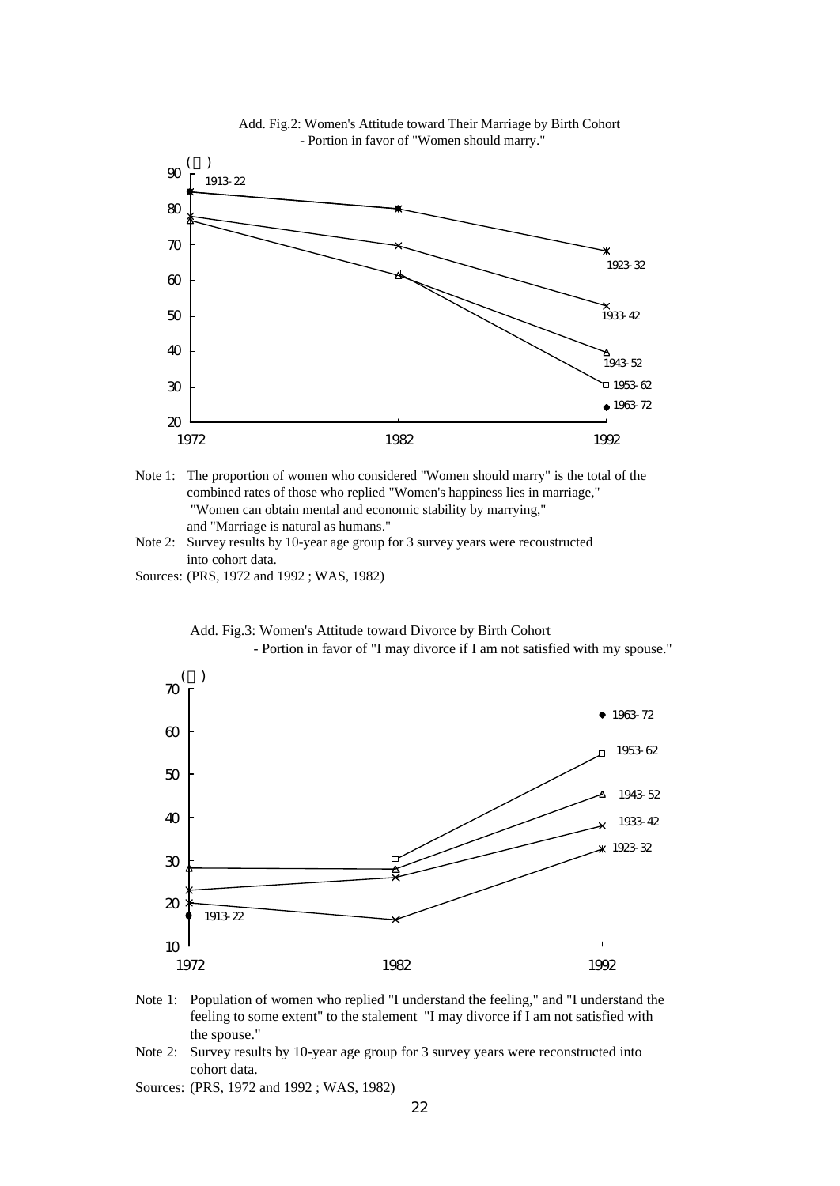Add. Fig.2: Women's Attitude toward Their Marriage by Birth Cohort
- Portion in favor of "Women should marry."

(％)
90
80
70
60
50
40
30
20
1972
1982
1992
1913-22
1923-32
1933-42
1943-52
1953-62
1963-72

Note 1: The proportion of women who considered "Women should marry" is the total of the combined rates of those who replied "Women's happiness lies in marriage," "Women can obtain mental and economic stability by marrying," and "Marriage is natural as humans."

Note 2: Survey results by 10-year age group for 3 survey years were recoustructed into cohort data.

Sources: (PRS, 1972 and 1992 ; WAS, 1982)

Add. Fig.3: Women's Attitude toward Divorce by Birth Cohort
- Portion in favor of "I may divorce if I am not satisfied with my spouse."

(％)
70
60
50
40
30
20
10
1972
1982
1992
1963-72
1953-62
1943-52
1933-42
1923-32
1913-22

Note 1: Population of women who replied "I understand the feeling," and "I understand the feeling to some extent" to the stalement "I may divorce if I am not satisfied with the spouse."

Note 2: Survey results by 10-year age group for 3 survey years were reconstructed into cohort data.

Sources: (PRS, 1972 and 1992 ; WAS, 1982)